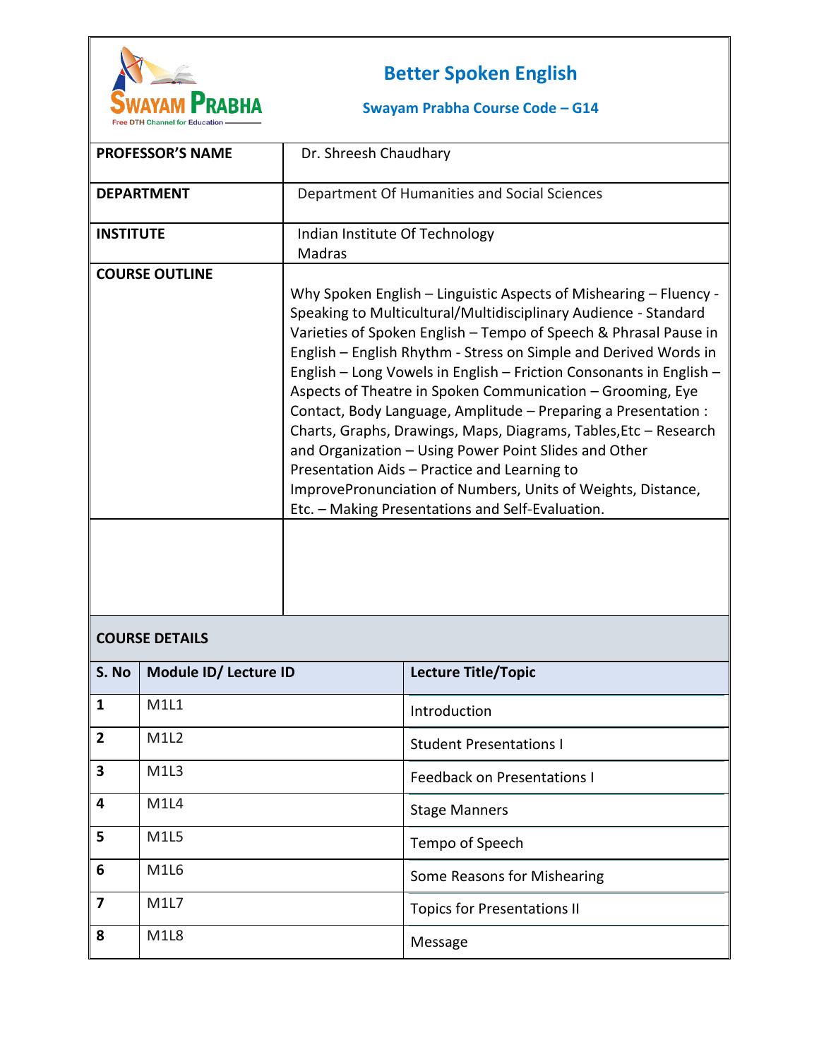# Better Spoken English

**Swayam Prabha Course Code – G14**

| | |
|---|---|
| **PROFESSOR'S NAME** | Dr. Shreesh Chaudhary |
| **DEPARTMENT** | Department Of Humanities and Social Sciences |
| **INSTITUTE** | Indian Institute Of Technology Madras |
| **COURSE OUTLINE** | Why Spoken English – Linguistic Aspects of Mishearing – Fluency - Speaking to Multicultural/Multidisciplinary Audience - Standard Varieties of Spoken English – Tempo of Speech & Phrasal Pause in English – English Rhythm - Stress on Simple and Derived Words in English – Long Vowels in English – Friction Consonants in English – Aspects of Theatre in Spoken Communication – Grooming, Eye Contact, Body Language, Amplitude – Preparing a Presentation : Charts, Graphs, Drawings, Maps, Diagrams, Tables,Etc – Research and Organization – Using Power Point Slides and Other Presentation Aids – Practice and Learning to ImprovePronunciation of Numbers, Units of Weights, Distance, Etc. – Making Presentations and Self-Evaluation. |
| | |

## COURSE DETAILS

| S. No | Module ID/ Lecture ID | Lecture Title/Topic |
|---|---|---|
| 1 | M1L1 | Introduction |
| 2 | M1L2 | Student Presentations I |
| 3 | M1L3 | Feedback on Presentations I |
| 4 | M1L4 | Stage Manners |
| 5 | M1L5 | Tempo of Speech |
| 6 | M1L6 | Some Reasons for Mishearing |
| 7 | M1L7 | Topics for Presentations II |
| 8 | M1L8 | Message |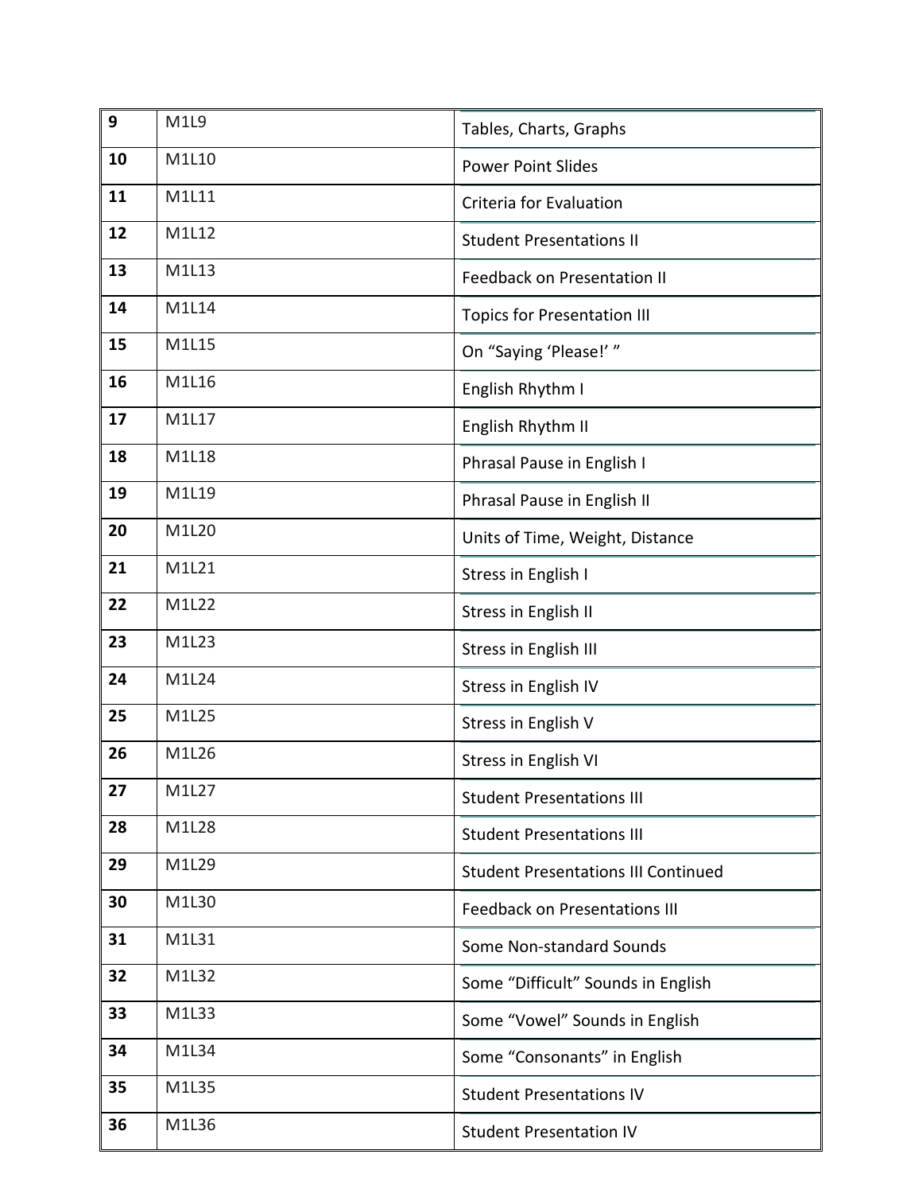| 9 | M1L9 | Tables, Charts, Graphs |
|---|---|---|
| 10 | M1L10 | Power Point Slides |
| 11 | M1L11 | Criteria for Evaluation |
| 12 | M1L12 | Student Presentations II |
| 13 | M1L13 | Feedback on Presentation II |
| 14 | M1L14 | Topics for Presentation III |
| 15 | M1L15 | On "Saying 'Please!' " |
| 16 | M1L16 | English Rhythm I |
| 17 | M1L17 | English Rhythm II |
| 18 | M1L18 | Phrasal Pause in English I |
| 19 | M1L19 | Phrasal Pause in English II |
| 20 | M1L20 | Units of Time, Weight, Distance |
| 21 | M1L21 | Stress in English I |
| 22 | M1L22 | Stress in English II |
| 23 | M1L23 | Stress in English III |
| 24 | M1L24 | Stress in English IV |
| 25 | M1L25 | Stress in English V |
| 26 | M1L26 | Stress in English VI |
| 27 | M1L27 | Student Presentations III |
| 28 | M1L28 | Student Presentations III |
| 29 | M1L29 | Student Presentations III Continued |
| 30 | M1L30 | Feedback on Presentations III |
| 31 | M1L31 | Some Non-standard Sounds |
| 32 | M1L32 | Some "Difficult" Sounds in English |
| 33 | M1L33 | Some "Vowel" Sounds in English |
| 34 | M1L34 | Some "Consonants" in English |
| 35 | M1L35 | Student Presentations IV |
| 36 | M1L36 | Student Presentation IV |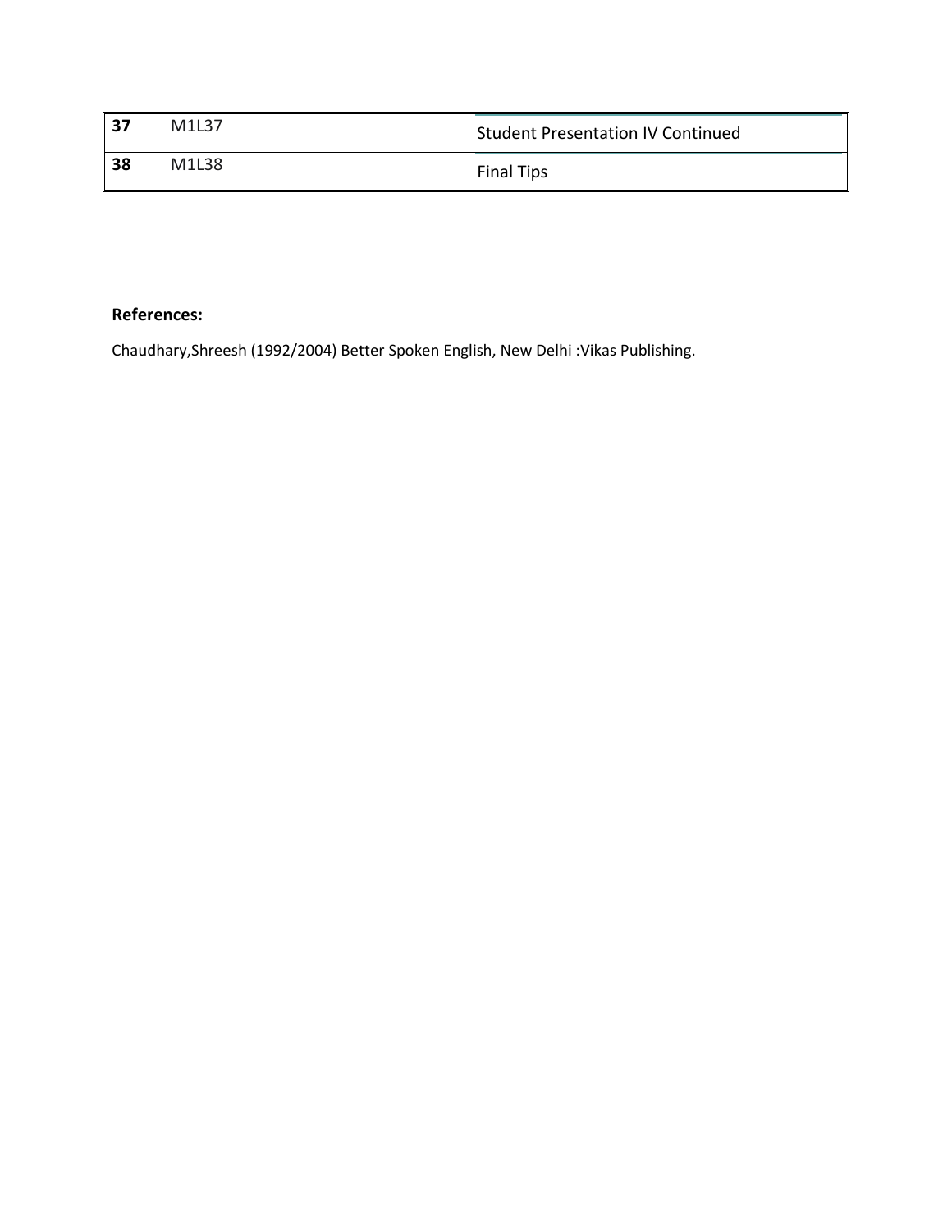| | | |
|---|---|---|
| **37** | M1L37 | Student Presentation IV Continued |
| **38** | M1L38 | Final Tips |

**References:**

Chaudhary,Shreesh (1992/2004) Better Spoken English, New Delhi :Vikas Publishing.